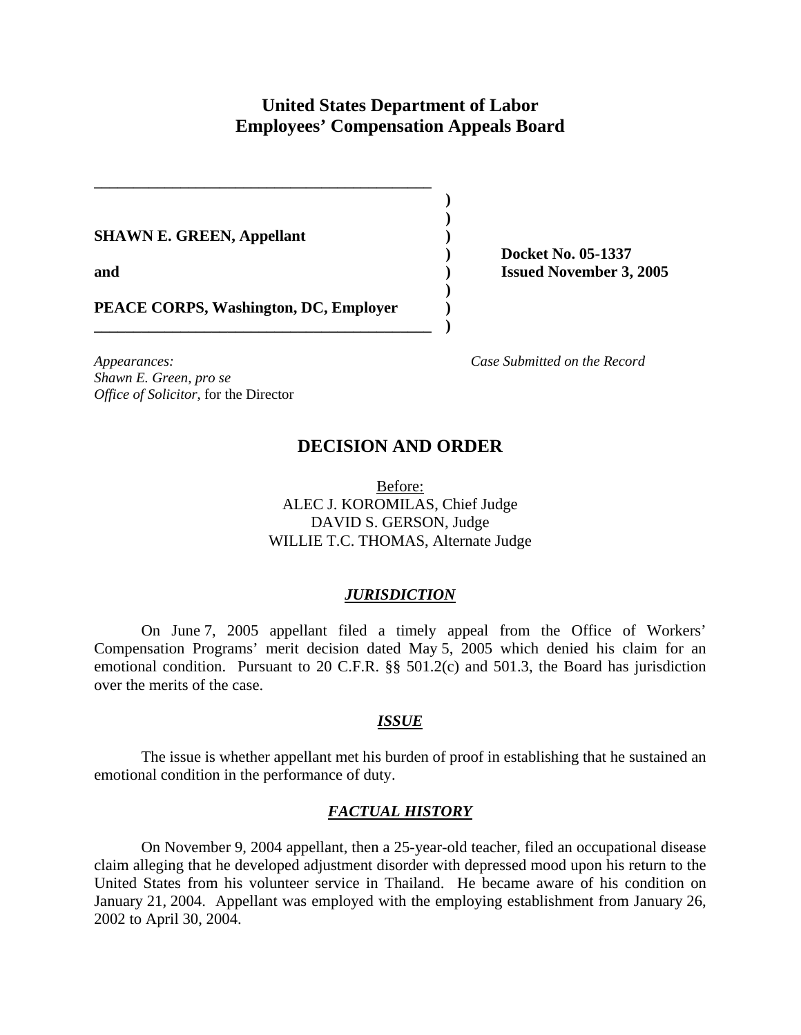# United States Department of Labor
# Employees' Compensation Appeals Board

**SHAWN E. GREEN, Appellant**

**and**

**PEACE CORPS, Washington, DC, Employer**

**Docket No. 05-1337**
**Issued November 3, 2005**

*Appearances:*
*Shawn E. Green, pro se*
*Office of Solicitor*, for the Director

*Case Submitted on the Record*

## DECISION AND ORDER

Before:
ALEC J. KOROMILAS, Chief Judge
DAVID S. GERSON, Judge
WILLIE T.C. THOMAS, Alternate Judge

### *JURISDICTION*

On June 7, 2005 appellant filed a timely appeal from the Office of Workers' Compensation Programs' merit decision dated May 5, 2005 which denied his claim for an emotional condition. Pursuant to 20 C.F.R. §§ 501.2(c) and 501.3, the Board has jurisdiction over the merits of the case.

### *ISSUE*

The issue is whether appellant met his burden of proof in establishing that he sustained an emotional condition in the performance of duty.

### *FACTUAL HISTORY*

On November 9, 2004 appellant, then a 25-year-old teacher, filed an occupational disease claim alleging that he developed adjustment disorder with depressed mood upon his return to the United States from his volunteer service in Thailand. He became aware of his condition on January 21, 2004. Appellant was employed with the employing establishment from January 26, 2002 to April 30, 2004.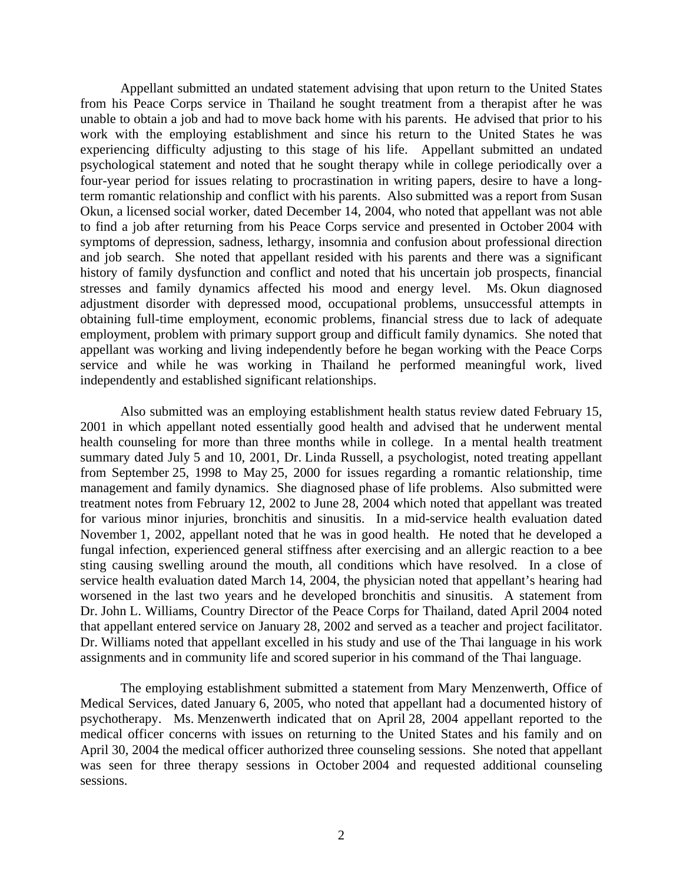Appellant submitted an undated statement advising that upon return to the United States from his Peace Corps service in Thailand he sought treatment from a therapist after he was unable to obtain a job and had to move back home with his parents. He advised that prior to his work with the employing establishment and since his return to the United States he was experiencing difficulty adjusting to this stage of his life. Appellant submitted an undated psychological statement and noted that he sought therapy while in college periodically over a four-year period for issues relating to procrastination in writing papers, desire to have a long-term romantic relationship and conflict with his parents. Also submitted was a report from Susan Okun, a licensed social worker, dated December 14, 2004, who noted that appellant was not able to find a job after returning from his Peace Corps service and presented in October 2004 with symptoms of depression, sadness, lethargy, insomnia and confusion about professional direction and job search. She noted that appellant resided with his parents and there was a significant history of family dysfunction and conflict and noted that his uncertain job prospects, financial stresses and family dynamics affected his mood and energy level. Ms. Okun diagnosed adjustment disorder with depressed mood, occupational problems, unsuccessful attempts in obtaining full-time employment, economic problems, financial stress due to lack of adequate employment, problem with primary support group and difficult family dynamics. She noted that appellant was working and living independently before he began working with the Peace Corps service and while he was working in Thailand he performed meaningful work, lived independently and established significant relationships.

Also submitted was an employing establishment health status review dated February 15, 2001 in which appellant noted essentially good health and advised that he underwent mental health counseling for more than three months while in college. In a mental health treatment summary dated July 5 and 10, 2001, Dr. Linda Russell, a psychologist, noted treating appellant from September 25, 1998 to May 25, 2000 for issues regarding a romantic relationship, time management and family dynamics. She diagnosed phase of life problems. Also submitted were treatment notes from February 12, 2002 to June 28, 2004 which noted that appellant was treated for various minor injuries, bronchitis and sinusitis. In a mid-service health evaluation dated November 1, 2002, appellant noted that he was in good health. He noted that he developed a fungal infection, experienced general stiffness after exercising and an allergic reaction to a bee sting causing swelling around the mouth, all conditions which have resolved. In a close of service health evaluation dated March 14, 2004, the physician noted that appellant's hearing had worsened in the last two years and he developed bronchitis and sinusitis. A statement from Dr. John L. Williams, Country Director of the Peace Corps for Thailand, dated April 2004 noted that appellant entered service on January 28, 2002 and served as a teacher and project facilitator. Dr. Williams noted that appellant excelled in his study and use of the Thai language in his work assignments and in community life and scored superior in his command of the Thai language.

The employing establishment submitted a statement from Mary Menzenwerth, Office of Medical Services, dated January 6, 2005, who noted that appellant had a documented history of psychotherapy. Ms. Menzenwerth indicated that on April 28, 2004 appellant reported to the medical officer concerns with issues on returning to the United States and his family and on April 30, 2004 the medical officer authorized three counseling sessions. She noted that appellant was seen for three therapy sessions in October 2004 and requested additional counseling sessions.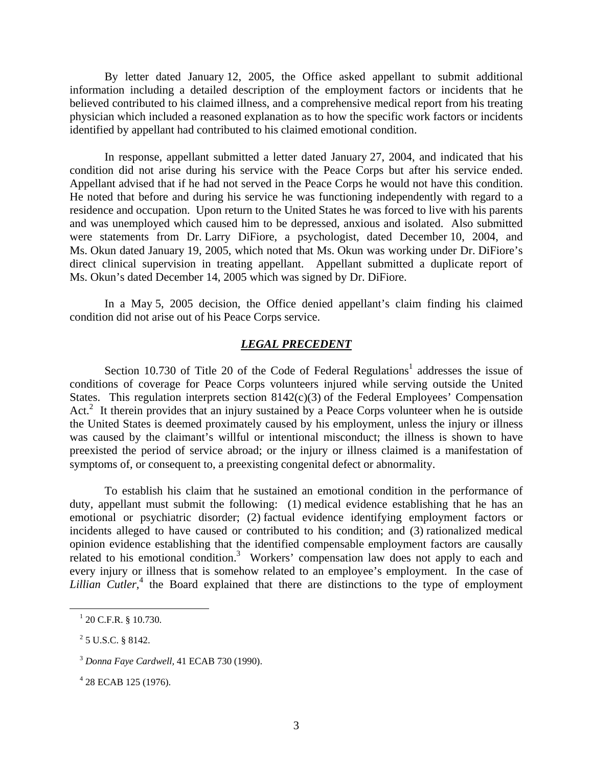By letter dated January 12, 2005, the Office asked appellant to submit additional information including a detailed description of the employment factors or incidents that he believed contributed to his claimed illness, and a comprehensive medical report from his treating physician which included a reasoned explanation as to how the specific work factors or incidents identified by appellant had contributed to his claimed emotional condition.

In response, appellant submitted a letter dated January 27, 2004, and indicated that his condition did not arise during his service with the Peace Corps but after his service ended. Appellant advised that if he had not served in the Peace Corps he would not have this condition. He noted that before and during his service he was functioning independently with regard to a residence and occupation. Upon return to the United States he was forced to live with his parents and was unemployed which caused him to be depressed, anxious and isolated. Also submitted were statements from Dr. Larry DiFiore, a psychologist, dated December 10, 2004, and Ms. Okun dated January 19, 2005, which noted that Ms. Okun was working under Dr. DiFiore's direct clinical supervision in treating appellant. Appellant submitted a duplicate report of Ms. Okun's dated December 14, 2005 which was signed by Dr. DiFiore.

In a May 5, 2005 decision, the Office denied appellant's claim finding his claimed condition did not arise out of his Peace Corps service.

## ***LEGAL PRECEDENT***

Section 10.730 of Title 20 of the Code of Federal Regulations[1] addresses the issue of conditions of coverage for Peace Corps volunteers injured while serving outside the United States. This regulation interprets section 8142(c)(3) of the Federal Employees' Compensation Act.[2] It therein provides that an injury sustained by a Peace Corps volunteer when he is outside the United States is deemed proximately caused by his employment, unless the injury or illness was caused by the claimant's willful or intentional misconduct; the illness is shown to have preexisted the period of service abroad; or the injury or illness claimed is a manifestation of symptoms of, or consequent to, a preexisting congenital defect or abnormality.

To establish his claim that he sustained an emotional condition in the performance of duty, appellant must submit the following: (1) medical evidence establishing that he has an emotional or psychiatric disorder; (2) factual evidence identifying employment factors or incidents alleged to have caused or contributed to his condition; and (3) rationalized medical opinion evidence establishing that the identified compensable employment factors are causally related to his emotional condition.[3] Workers' compensation law does not apply to each and every injury or illness that is somehow related to an employee's employment. In the case of *Lillian Cutler*,[4] the Board explained that there are distinctions to the type of employment

---

[1] 20 C.F.R. § 10.730.

[2] 5 U.S.C. § 8142.

[3] *Donna Faye Cardwell*, 41 ECAB 730 (1990).

[4] 28 ECAB 125 (1976).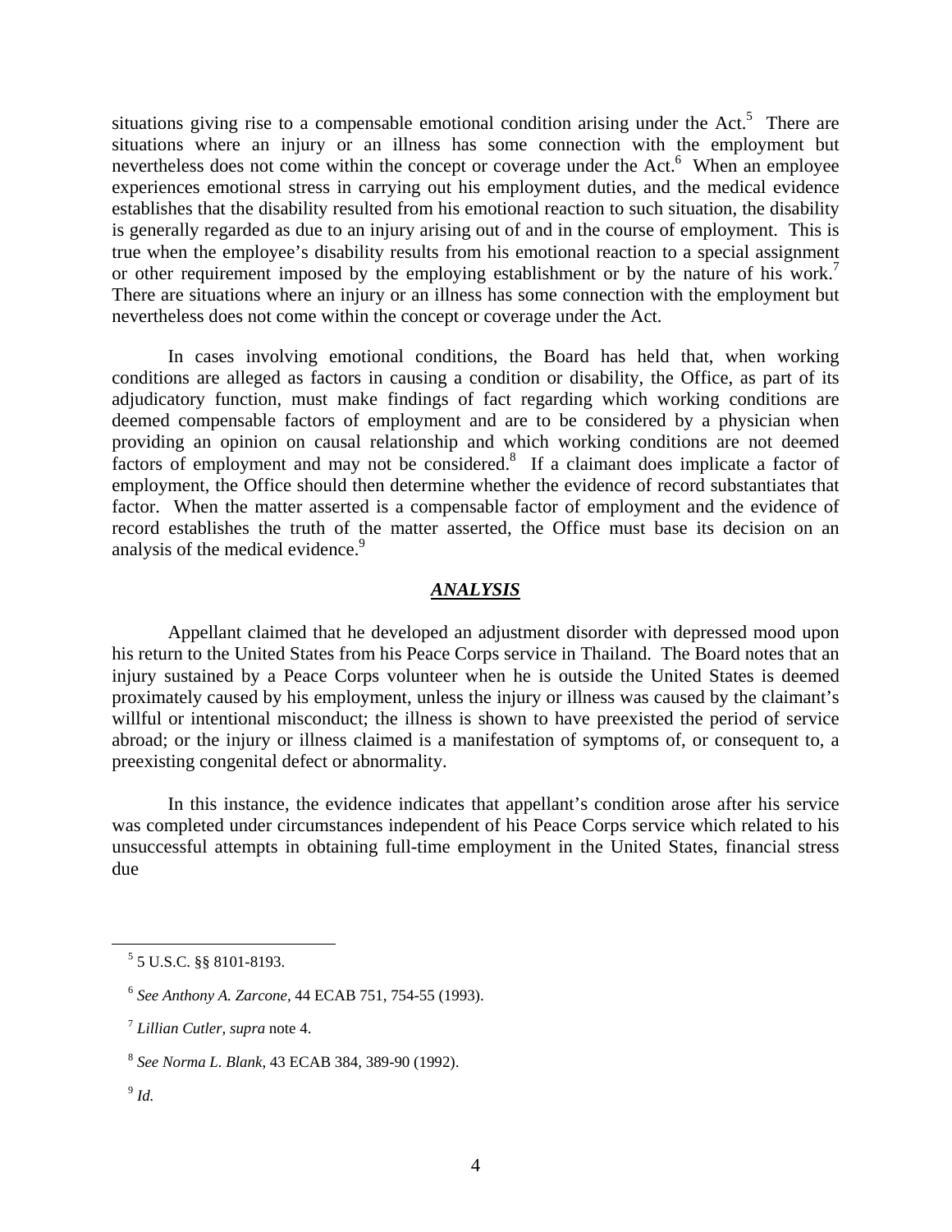situations giving rise to a compensable emotional condition arising under the Act.[5] There are situations where an injury or an illness has some connection with the employment but nevertheless does not come within the concept or coverage under the Act.[6] When an employee experiences emotional stress in carrying out his employment duties, and the medical evidence establishes that the disability resulted from his emotional reaction to such situation, the disability is generally regarded as due to an injury arising out of and in the course of employment. This is true when the employee's disability results from his emotional reaction to a special assignment or other requirement imposed by the employing establishment or by the nature of his work.[7] There are situations where an injury or an illness has some connection with the employment but nevertheless does not come within the concept or coverage under the Act.

In cases involving emotional conditions, the Board has held that, when working conditions are alleged as factors in causing a condition or disability, the Office, as part of its adjudicatory function, must make findings of fact regarding which working conditions are deemed compensable factors of employment and are to be considered by a physician when providing an opinion on causal relationship and which working conditions are not deemed factors of employment and may not be considered.[8] If a claimant does implicate a factor of employment, the Office should then determine whether the evidence of record substantiates that factor. When the matter asserted is a compensable factor of employment and the evidence of record establishes the truth of the matter asserted, the Office must base its decision on an analysis of the medical evidence.[9]

## ***ANALYSIS***

Appellant claimed that he developed an adjustment disorder with depressed mood upon his return to the United States from his Peace Corps service in Thailand. The Board notes that an injury sustained by a Peace Corps volunteer when he is outside the United States is deemed proximately caused by his employment, unless the injury or illness was caused by the claimant's willful or intentional misconduct; the illness is shown to have preexisted the period of service abroad; or the injury or illness claimed is a manifestation of symptoms of, or consequent to, a preexisting congenital defect or abnormality.

In this instance, the evidence indicates that appellant's condition arose after his service was completed under circumstances independent of his Peace Corps service which related to his unsuccessful attempts in obtaining full-time employment in the United States, financial stress due

---

[5] 5 U.S.C. §§ 8101-8193.

[6] *See Anthony A. Zarcone*, 44 ECAB 751, 754-55 (1993).

[7] *Lillian Cutler, supra* note 4.

[8] *See Norma L. Blank*, 43 ECAB 384, 389-90 (1992).

[9] *Id.*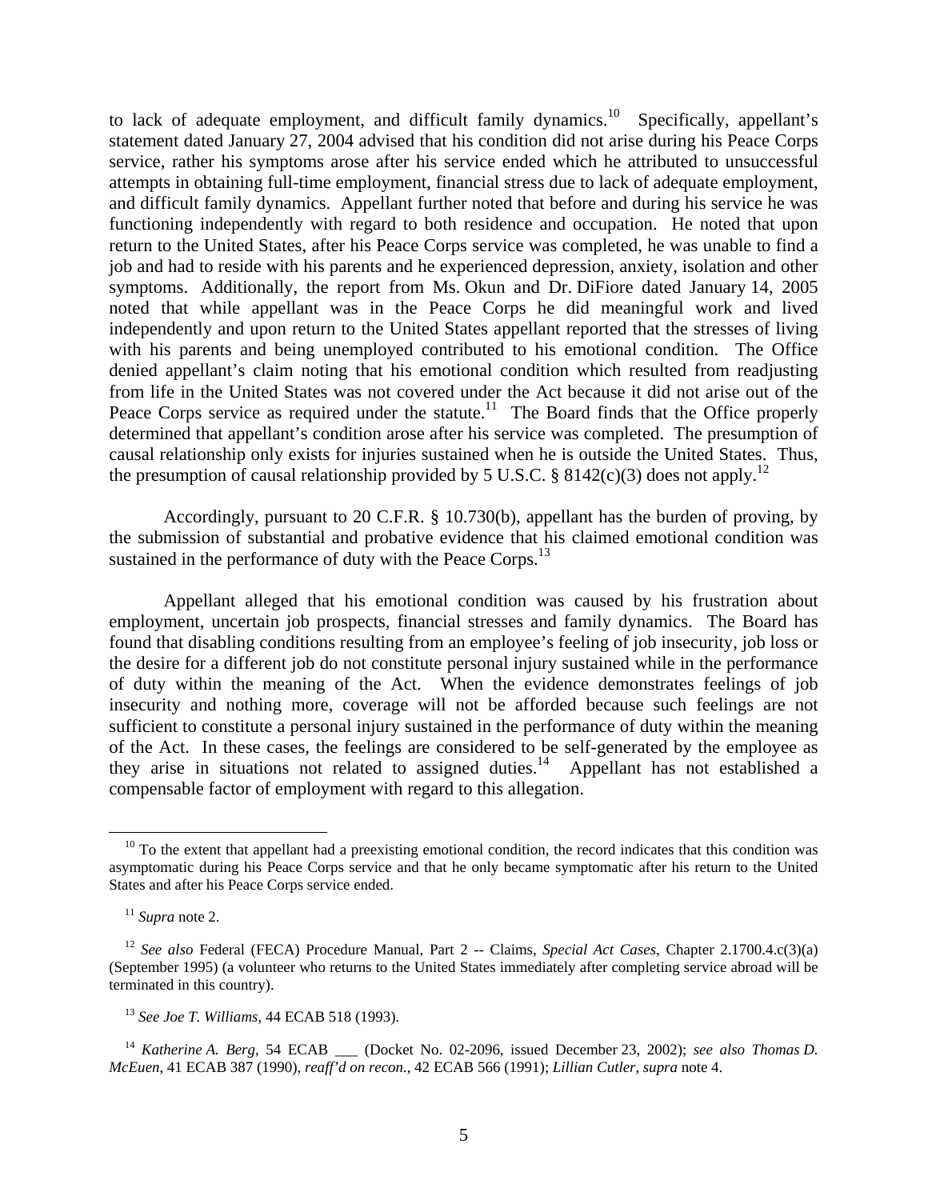to lack of adequate employment, and difficult family dynamics.[10] Specifically, appellant's statement dated January 27, 2004 advised that his condition did not arise during his Peace Corps service, rather his symptoms arose after his service ended which he attributed to unsuccessful attempts in obtaining full-time employment, financial stress due to lack of adequate employment, and difficult family dynamics. Appellant further noted that before and during his service he was functioning independently with regard to both residence and occupation. He noted that upon return to the United States, after his Peace Corps service was completed, he was unable to find a job and had to reside with his parents and he experienced depression, anxiety, isolation and other symptoms. Additionally, the report from Ms. Okun and Dr. DiFiore dated January 14, 2005 noted that while appellant was in the Peace Corps he did meaningful work and lived independently and upon return to the United States appellant reported that the stresses of living with his parents and being unemployed contributed to his emotional condition. The Office denied appellant's claim noting that his emotional condition which resulted from readjusting from life in the United States was not covered under the Act because it did not arise out of the Peace Corps service as required under the statute.[11] The Board finds that the Office properly determined that appellant's condition arose after his service was completed. The presumption of causal relationship only exists for injuries sustained when he is outside the United States. Thus, the presumption of causal relationship provided by 5 U.S.C. § 8142(c)(3) does not apply.[12]

Accordingly, pursuant to 20 C.F.R. § 10.730(b), appellant has the burden of proving, by the submission of substantial and probative evidence that his claimed emotional condition was sustained in the performance of duty with the Peace Corps.[13]

Appellant alleged that his emotional condition was caused by his frustration about employment, uncertain job prospects, financial stresses and family dynamics. The Board has found that disabling conditions resulting from an employee's feeling of job insecurity, job loss or the desire for a different job do not constitute personal injury sustained while in the performance of duty within the meaning of the Act. When the evidence demonstrates feelings of job insecurity and nothing more, coverage will not be afforded because such feelings are not sufficient to constitute a personal injury sustained in the performance of duty within the meaning of the Act. In these cases, the feelings are considered to be self-generated by the employee as they arise in situations not related to assigned duties.[14] Appellant has not established a compensable factor of employment with regard to this allegation.

---

[10] To the extent that appellant had a preexisting emotional condition, the record indicates that this condition was asymptomatic during his Peace Corps service and that he only became symptomatic after his return to the United States and after his Peace Corps service ended.

[11] *Supra* note 2.

[12] *See also* Federal (FECA) Procedure Manual, Part 2 -- Claims, *Special Act Cases*, Chapter 2.1700.4.c(3)(a) (September 1995) (a volunteer who returns to the United States immediately after completing service abroad will be terminated in this country).

[13] *See Joe T. Williams*, 44 ECAB 518 (1993).

[14] *Katherine A. Berg*, 54 ECAB ___ (Docket No. 02-2096, issued December 23, 2002); *see also Thomas D. McEuen*, 41 ECAB 387 (1990), *reaff'd on recon.*, 42 ECAB 566 (1991); *Lillian Cutler*, *supra* note 4.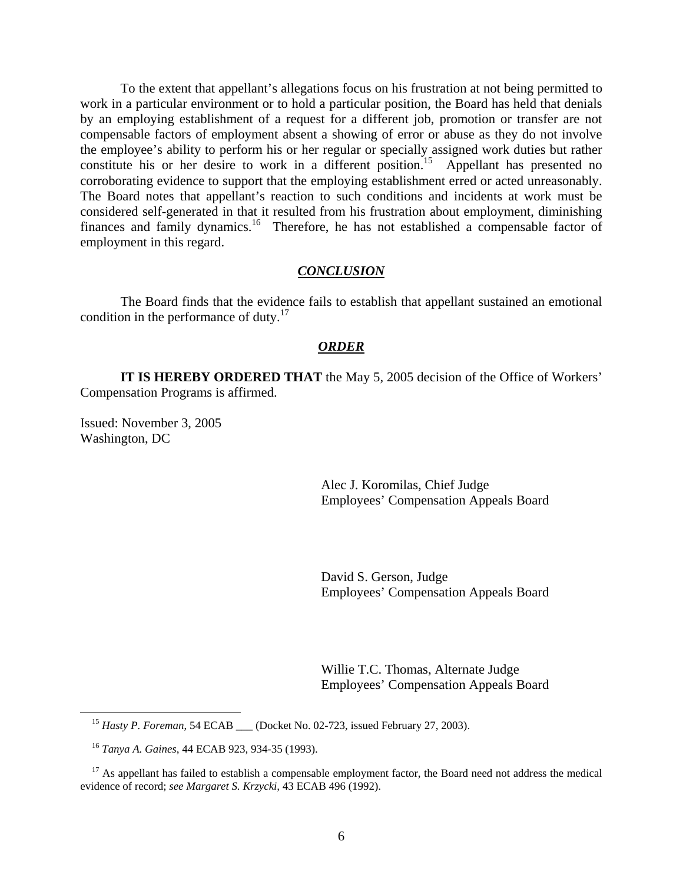To the extent that appellant's allegations focus on his frustration at not being permitted to work in a particular environment or to hold a particular position, the Board has held that denials by an employing establishment of a request for a different job, promotion or transfer are not compensable factors of employment absent a showing of error or abuse as they do not involve the employee's ability to perform his or her regular or specially assigned work duties but rather constitute his or her desire to work in a different position.[15] Appellant has presented no corroborating evidence to support that the employing establishment erred or acted unreasonably. The Board notes that appellant's reaction to such conditions and incidents at work must be considered self-generated in that it resulted from his frustration about employment, diminishing finances and family dynamics.[16] Therefore, he has not established a compensable factor of employment in this regard.

## ***CONCLUSION***

The Board finds that the evidence fails to establish that appellant sustained an emotional condition in the performance of duty.[17]

## ***ORDER***

**IT IS HEREBY ORDERED THAT** the May 5, 2005 decision of the Office of Workers' Compensation Programs is affirmed.

Issued: November 3, 2005
Washington, DC

Alec J. Koromilas, Chief Judge
Employees' Compensation Appeals Board

David S. Gerson, Judge
Employees' Compensation Appeals Board

Willie T.C. Thomas, Alternate Judge
Employees' Compensation Appeals Board

---

[15] *Hasty P. Foreman*, 54 ECAB ___ (Docket No. 02-723, issued February 27, 2003).

[16] *Tanya A. Gaines*, 44 ECAB 923, 934-35 (1993).

[17] As appellant has failed to establish a compensable employment factor, the Board need not address the medical evidence of record; *see Margaret S. Krzycki*, 43 ECAB 496 (1992).